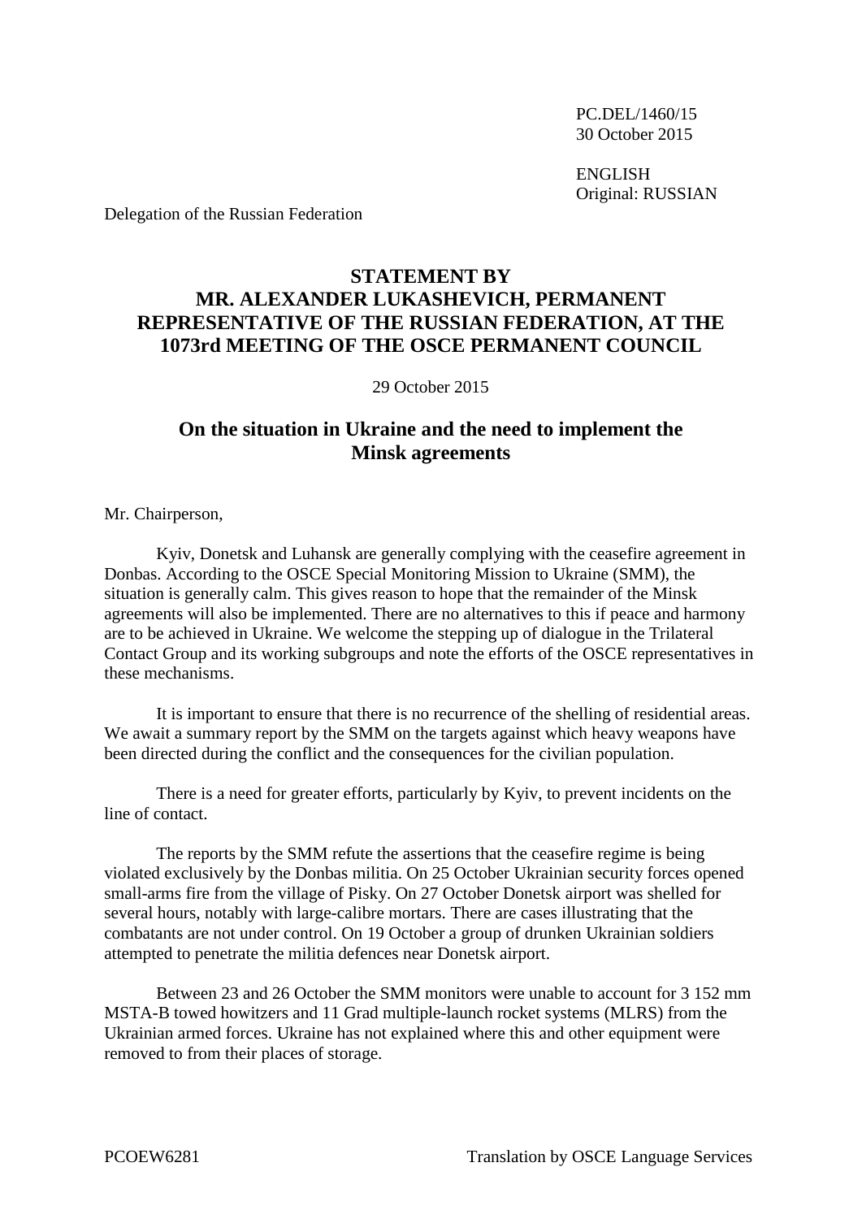PC.DEL/1460/15
30 October 2015

ENGLISH
Original: RUSSIAN

Delegation of the Russian Federation

**STATEMENT BY MR. ALEXANDER LUKASHEVICH, PERMANENT REPRESENTATIVE OF THE RUSSIAN FEDERATION, AT THE 1073rd MEETING OF THE OSCE PERMANENT COUNCIL**

29 October 2015

## On the situation in Ukraine and the need to implement the Minsk agreements

Mr. Chairperson,

Kyiv, Donetsk and Luhansk are generally complying with the ceasefire agreement in Donbas. According to the OSCE Special Monitoring Mission to Ukraine (SMM), the situation is generally calm. This gives reason to hope that the remainder of the Minsk agreements will also be implemented. There are no alternatives to this if peace and harmony are to be achieved in Ukraine. We welcome the stepping up of dialogue in the Trilateral Contact Group and its working subgroups and note the efforts of the OSCE representatives in these mechanisms.

It is important to ensure that there is no recurrence of the shelling of residential areas. We await a summary report by the SMM on the targets against which heavy weapons have been directed during the conflict and the consequences for the civilian population.

There is a need for greater efforts, particularly by Kyiv, to prevent incidents on the line of contact.

The reports by the SMM refute the assertions that the ceasefire regime is being violated exclusively by the Donbas militia. On 25 October Ukrainian security forces opened small-arms fire from the village of Pisky. On 27 October Donetsk airport was shelled for several hours, notably with large-calibre mortars. There are cases illustrating that the combatants are not under control. On 19 October a group of drunken Ukrainian soldiers attempted to penetrate the militia defences near Donetsk airport.

Between 23 and 26 October the SMM monitors were unable to account for 3 152 mm MSTA-B towed howitzers and 11 Grad multiple-launch rocket systems (MLRS) from the Ukrainian armed forces. Ukraine has not explained where this and other equipment were removed to from their places of storage.

PCOEW6281 Translation by OSCE Language Services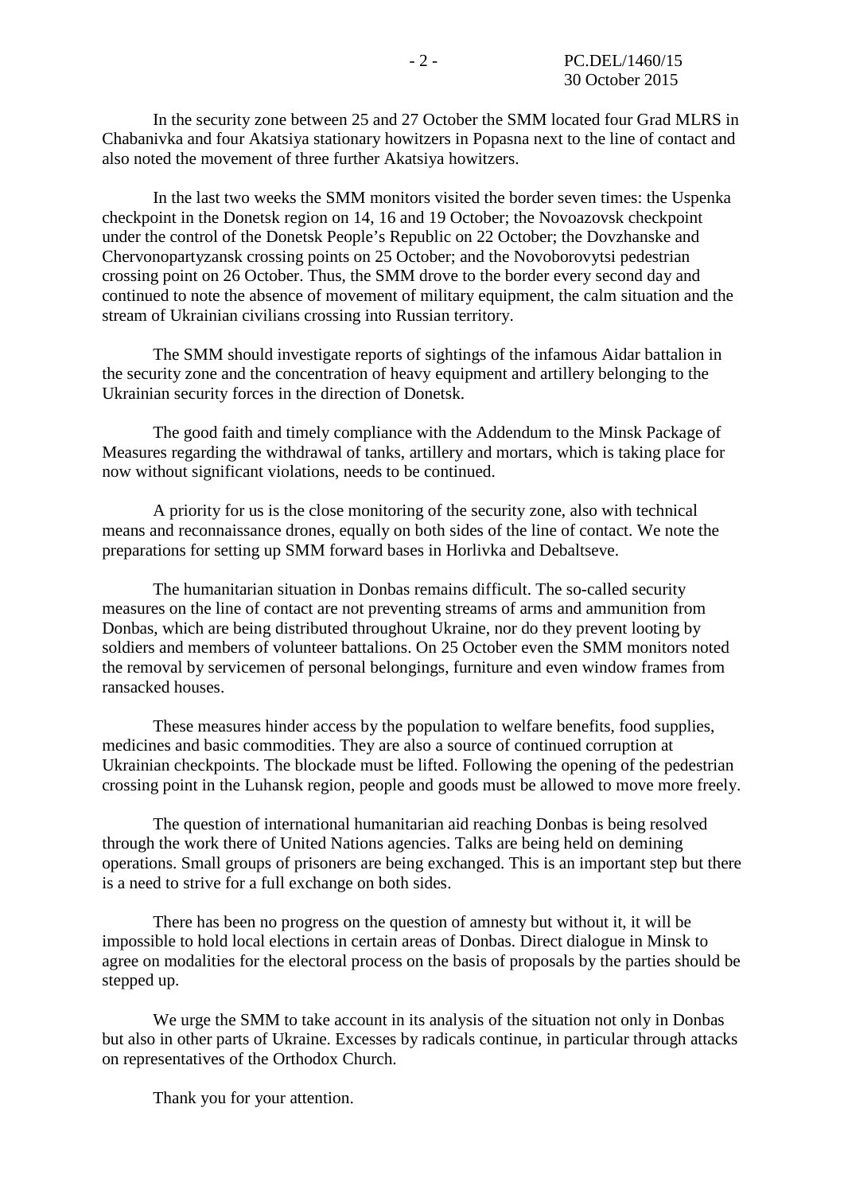In the security zone between 25 and 27 October the SMM located four Grad MLRS in Chabanivka and four Akatsiya stationary howitzers in Popasna next to the line of contact and also noted the movement of three further Akatsiya howitzers.

In the last two weeks the SMM monitors visited the border seven times: the Uspenka checkpoint in the Donetsk region on 14, 16 and 19 October; the Novoazovsk checkpoint under the control of the Donetsk People's Republic on 22 October; the Dovzhanske and Chervonopartyzansk crossing points on 25 October; and the Novoborovytsi pedestrian crossing point on 26 October. Thus, the SMM drove to the border every second day and continued to note the absence of movement of military equipment, the calm situation and the stream of Ukrainian civilians crossing into Russian territory.

The SMM should investigate reports of sightings of the infamous Aidar battalion in the security zone and the concentration of heavy equipment and artillery belonging to the Ukrainian security forces in the direction of Donetsk.

The good faith and timely compliance with the Addendum to the Minsk Package of Measures regarding the withdrawal of tanks, artillery and mortars, which is taking place for now without significant violations, needs to be continued.

A priority for us is the close monitoring of the security zone, also with technical means and reconnaissance drones, equally on both sides of the line of contact. We note the preparations for setting up SMM forward bases in Horlivka and Debaltseve.

The humanitarian situation in Donbas remains difficult. The so-called security measures on the line of contact are not preventing streams of arms and ammunition from Donbas, which are being distributed throughout Ukraine, nor do they prevent looting by soldiers and members of volunteer battalions. On 25 October even the SMM monitors noted the removal by servicemen of personal belongings, furniture and even window frames from ransacked houses.

These measures hinder access by the population to welfare benefits, food supplies, medicines and basic commodities. They are also a source of continued corruption at Ukrainian checkpoints. The blockade must be lifted. Following the opening of the pedestrian crossing point in the Luhansk region, people and goods must be allowed to move more freely.

The question of international humanitarian aid reaching Donbas is being resolved through the work there of United Nations agencies. Talks are being held on demining operations. Small groups of prisoners are being exchanged. This is an important step but there is a need to strive for a full exchange on both sides.

There has been no progress on the question of amnesty but without it, it will be impossible to hold local elections in certain areas of Donbas. Direct dialogue in Minsk to agree on modalities for the electoral process on the basis of proposals by the parties should be stepped up.

We urge the SMM to take account in its analysis of the situation not only in Donbas but also in other parts of Ukraine. Excesses by radicals continue, in particular through attacks on representatives of the Orthodox Church.

Thank you for your attention.